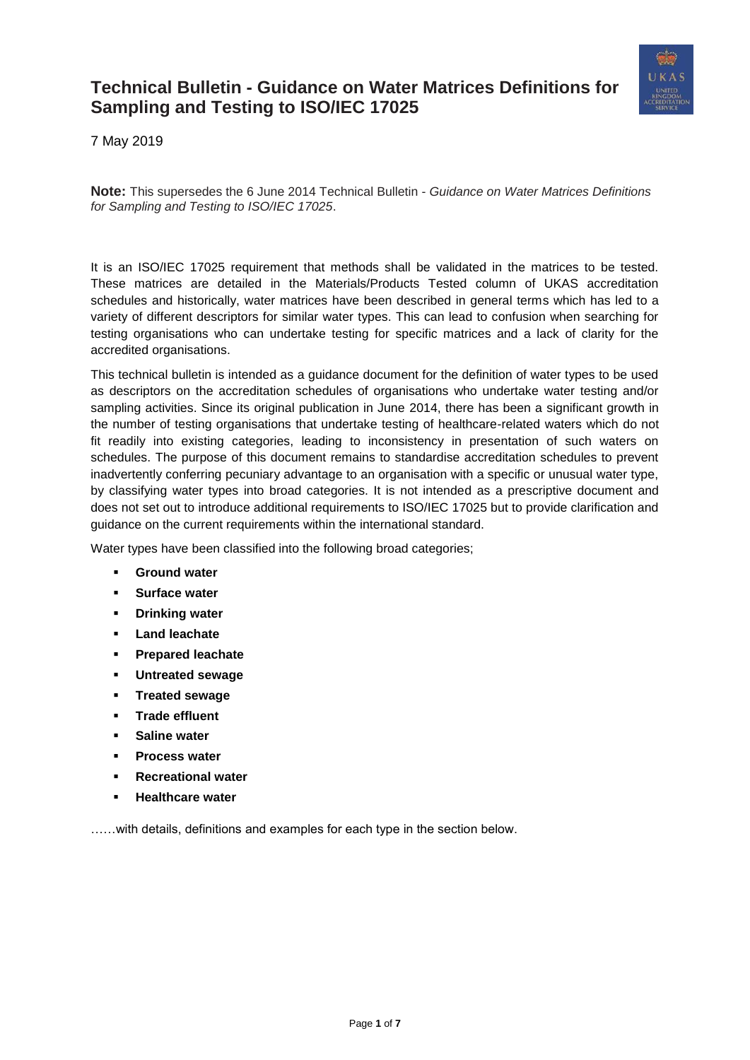# Technical Bulletin - Guidance on Water Matrices Definitions for Sampling and Testing to ISO/IEC 17025

7 May 2019

**Note:** This supersedes the 6 June 2014 Technical Bulletin - *Guidance on Water Matrices Definitions for Sampling and Testing to ISO/IEC 17025*.

It is an ISO/IEC 17025 requirement that methods shall be validated in the matrices to be tested. These matrices are detailed in the Materials/Products Tested column of UKAS accreditation schedules and historically, water matrices have been described in general terms which has led to a variety of different descriptors for similar water types. This can lead to confusion when searching for testing organisations who can undertake testing for specific matrices and a lack of clarity for the accredited organisations.

This technical bulletin is intended as a guidance document for the definition of water types to be used as descriptors on the accreditation schedules of organisations who undertake water testing and/or sampling activities. Since its original publication in June 2014, there has been a significant growth in the number of testing organisations that undertake testing of healthcare-related waters which do not fit readily into existing categories, leading to inconsistency in presentation of such waters on schedules. The purpose of this document remains to standardise accreditation schedules to prevent inadvertently conferring pecuniary advantage to an organisation with a specific or unusual water type, by classifying water types into broad categories. It is not intended as a prescriptive document and does not set out to introduce additional requirements to ISO/IEC 17025 but to provide clarification and guidance on the current requirements within the international standard.

Water types have been classified into the following broad categories;

- **Ground water**
- **Surface water**
- **Drinking water**
- **Land leachate**
- **Prepared leachate**
- **Untreated sewage**
- **Treated sewage**
- **Trade effluent**
- **Saline water**
- **Process water**
- **Recreational water**
- **Healthcare water**

……with details, definitions and examples for each type in the section below.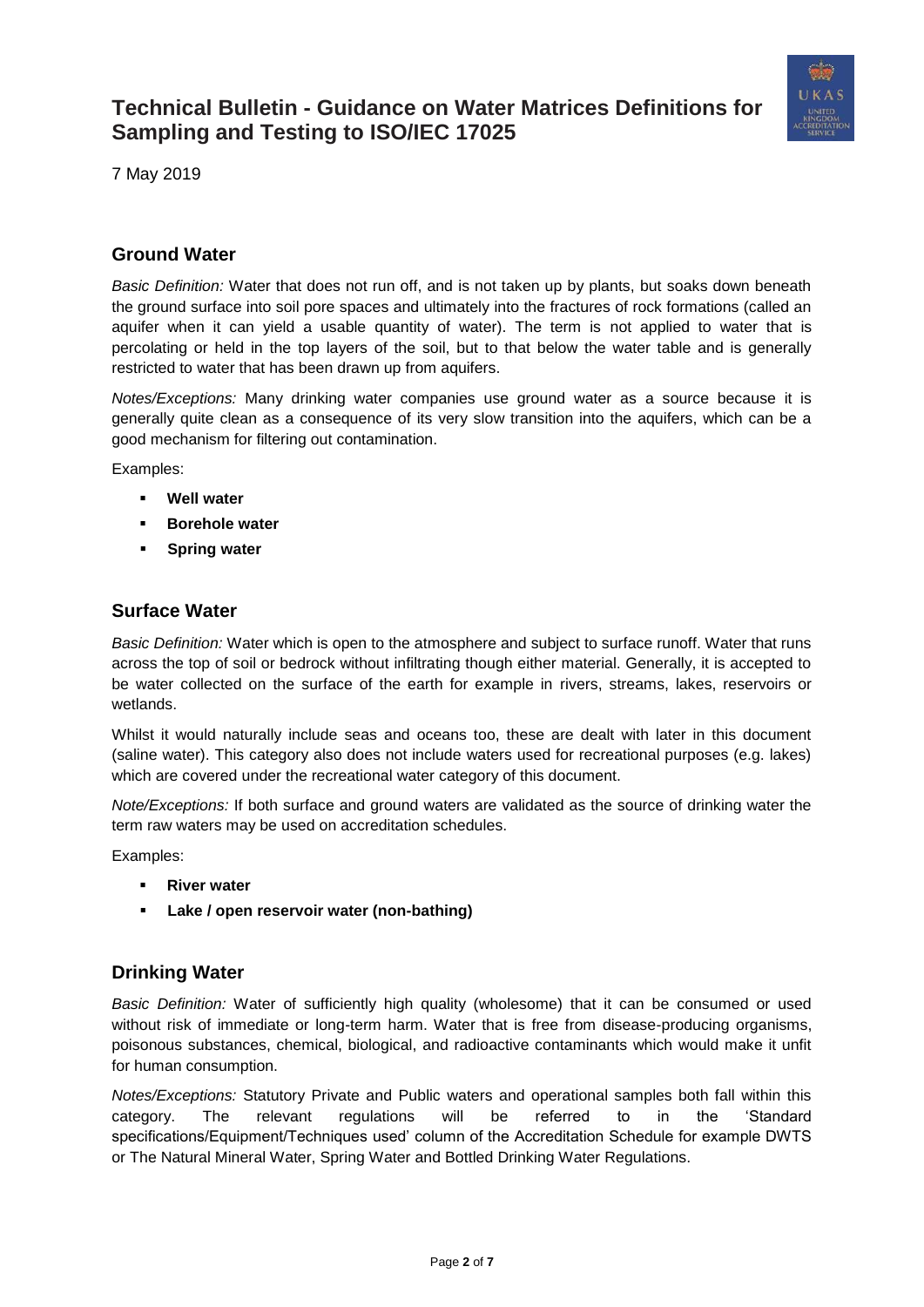# Technical Bulletin - Guidance on Water Matrices Definitions for Sampling and Testing to ISO/IEC 17025

7 May 2019

## Ground Water

*Basic Definition:* Water that does not run off, and is not taken up by plants, but soaks down beneath the ground surface into soil pore spaces and ultimately into the fractures of rock formations (called an aquifer when it can yield a usable quantity of water). The term is not applied to water that is percolating or held in the top layers of the soil, but to that below the water table and is generally restricted to water that has been drawn up from aquifers.

*Notes/Exceptions:* Many drinking water companies use ground water as a source because it is generally quite clean as a consequence of its very slow transition into the aquifers, which can be a good mechanism for filtering out contamination.

Examples:

- **Well water**
- **Borehole water**
- **Spring water**

## Surface Water

*Basic Definition:* Water which is open to the atmosphere and subject to surface runoff. Water that runs across the top of soil or bedrock without infiltrating though either material. Generally, it is accepted to be water collected on the surface of the earth for example in rivers, streams, lakes, reservoirs or wetlands.

Whilst it would naturally include seas and oceans too, these are dealt with later in this document (saline water). This category also does not include waters used for recreational purposes (e.g. lakes) which are covered under the recreational water category of this document.

*Note/Exceptions:* If both surface and ground waters are validated as the source of drinking water the term raw waters may be used on accreditation schedules.

Examples:

- **River water**
- **Lake / open reservoir water (non-bathing)**

## Drinking Water

*Basic Definition:* Water of sufficiently high quality (wholesome) that it can be consumed or used without risk of immediate or long-term harm. Water that is free from disease-producing organisms, poisonous substances, chemical, biological, and radioactive contaminants which would make it unfit for human consumption.

*Notes/Exceptions:* Statutory Private and Public waters and operational samples both fall within this category. The relevant regulations will be referred to in the 'Standard specifications/Equipment/Techniques used' column of the Accreditation Schedule for example DWTS or The Natural Mineral Water, Spring Water and Bottled Drinking Water Regulations.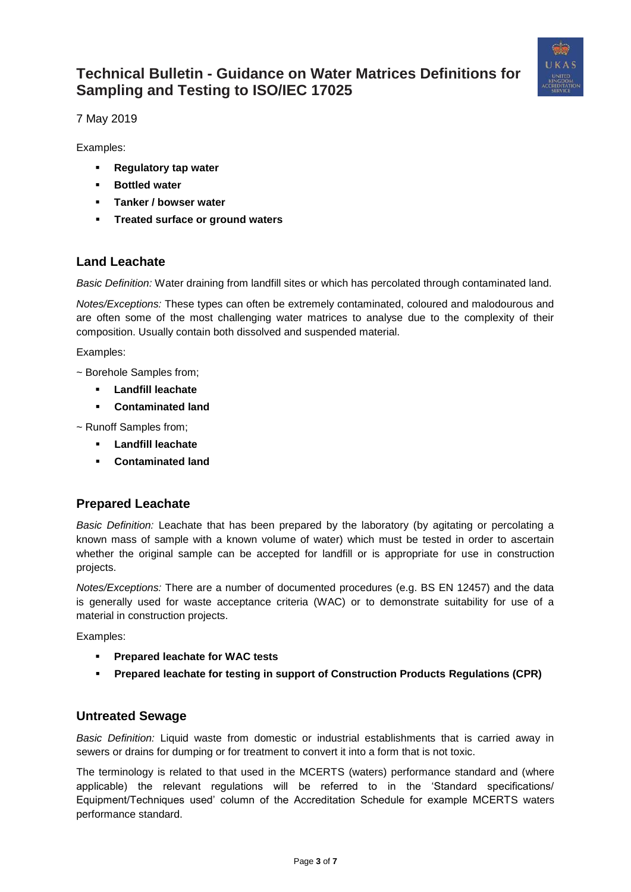Examples:

- **Regulatory tap water**
- **Bottled water**
- **Tanker / bowser water**
- **Treated surface or ground waters**

## Land Leachate

*Basic Definition:* Water draining from landfill sites or which has percolated through contaminated land.

*Notes/Exceptions:* These types can often be extremely contaminated, coloured and malodourous and are often some of the most challenging water matrices to analyse due to the complexity of their composition. Usually contain both dissolved and suspended material.

Examples:

~ Borehole Samples from;

- **Landfill leachate**
- **Contaminated land**

~ Runoff Samples from;

- **Landfill leachate**
- **Contaminated land**

## Prepared Leachate

*Basic Definition:* Leachate that has been prepared by the laboratory (by agitating or percolating a known mass of sample with a known volume of water) which must be tested in order to ascertain whether the original sample can be accepted for landfill or is appropriate for use in construction projects.

*Notes/Exceptions:* There are a number of documented procedures (e.g. BS EN 12457) and the data is generally used for waste acceptance criteria (WAC) or to demonstrate suitability for use of a material in construction projects.

Examples:

- **Prepared leachate for WAC tests**
- **Prepared leachate for testing in support of Construction Products Regulations (CPR)**

## Untreated Sewage

*Basic Definition:* Liquid waste from domestic or industrial establishments that is carried away in sewers or drains for dumping or for treatment to convert it into a form that is not toxic.

The terminology is related to that used in the MCERTS (waters) performance standard and (where applicable) the relevant regulations will be referred to in the 'Standard specifications/ Equipment/Techniques used' column of the Accreditation Schedule for example MCERTS waters performance standard.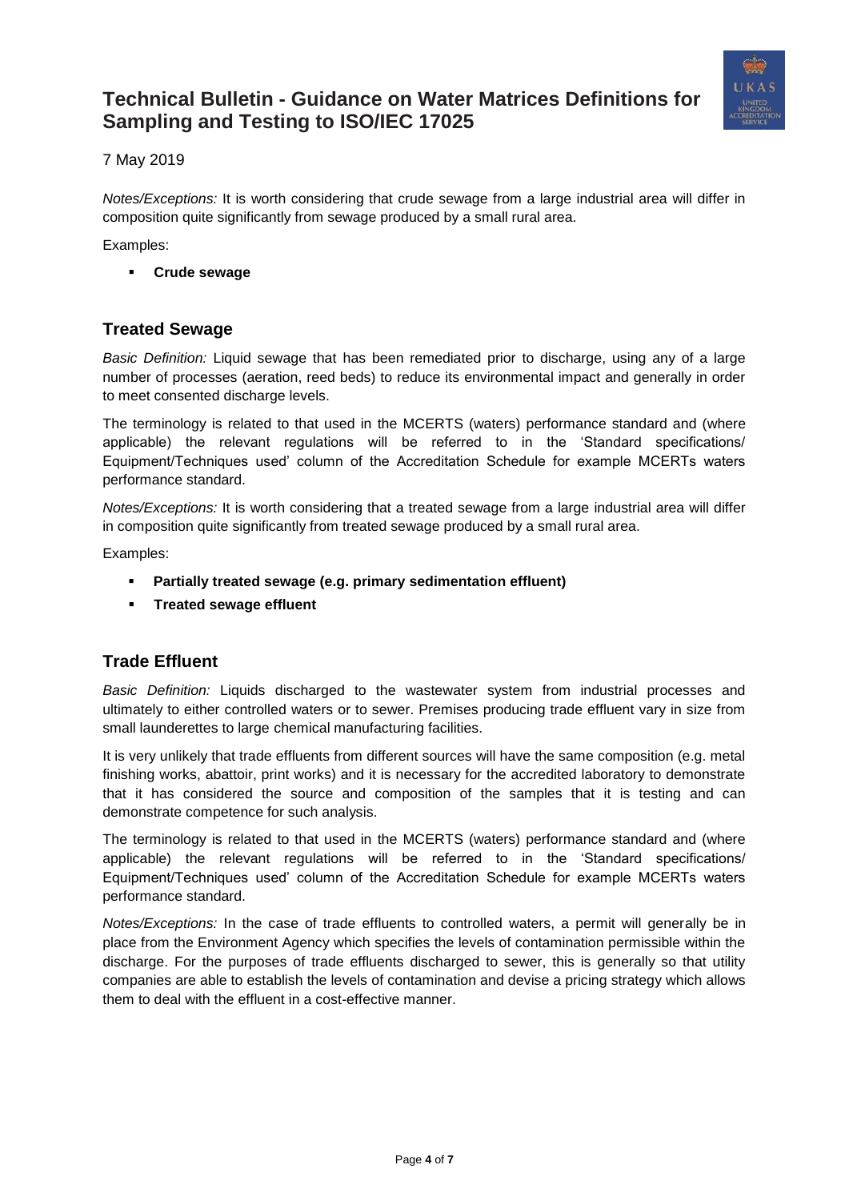*Notes/Exceptions:* It is worth considering that crude sewage from a large industrial area will differ in composition quite significantly from sewage produced by a small rural area.

Examples:

- **Crude sewage**

## Treated Sewage

*Basic Definition:* Liquid sewage that has been remediated prior to discharge, using any of a large number of processes (aeration, reed beds) to reduce its environmental impact and generally in order to meet consented discharge levels.

The terminology is related to that used in the MCERTS (waters) performance standard and (where applicable) the relevant regulations will be referred to in the 'Standard specifications/ Equipment/Techniques used' column of the Accreditation Schedule for example MCERTs waters performance standard.

*Notes/Exceptions:* It is worth considering that a treated sewage from a large industrial area will differ in composition quite significantly from treated sewage produced by a small rural area.

Examples:

- **Partially treated sewage (e.g. primary sedimentation effluent)**
- **Treated sewage effluent**

## Trade Effluent

*Basic Definition:* Liquids discharged to the wastewater system from industrial processes and ultimately to either controlled waters or to sewer. Premises producing trade effluent vary in size from small launderettes to large chemical manufacturing facilities.

It is very unlikely that trade effluents from different sources will have the same composition (e.g. metal finishing works, abattoir, print works) and it is necessary for the accredited laboratory to demonstrate that it has considered the source and composition of the samples that it is testing and can demonstrate competence for such analysis.

The terminology is related to that used in the MCERTS (waters) performance standard and (where applicable) the relevant regulations will be referred to in the 'Standard specifications/ Equipment/Techniques used' column of the Accreditation Schedule for example MCERTs waters performance standard.

*Notes/Exceptions:* In the case of trade effluents to controlled waters, a permit will generally be in place from the Environment Agency which specifies the levels of contamination permissible within the discharge. For the purposes of trade effluents discharged to sewer, this is generally so that utility companies are able to establish the levels of contamination and devise a pricing strategy which allows them to deal with the effluent in a cost-effective manner.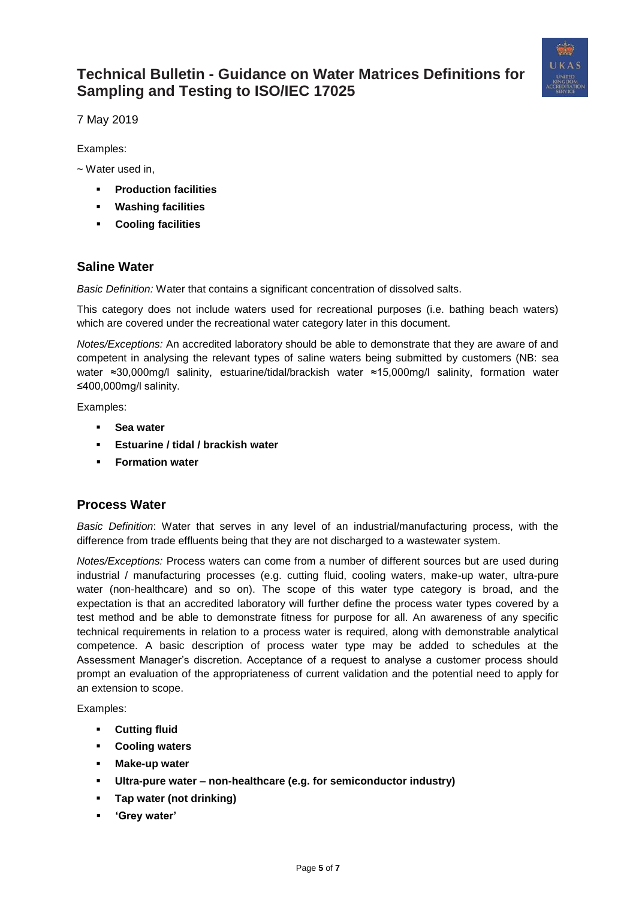Examples:

~ Water used in,

- **Production facilities**
- **Washing facilities**
- **Cooling facilities**

## Saline Water

*Basic Definition:* Water that contains a significant concentration of dissolved salts.

This category does not include waters used for recreational purposes (i.e. bathing beach waters) which are covered under the recreational water category later in this document.

*Notes/Exceptions:* An accredited laboratory should be able to demonstrate that they are aware of and competent in analysing the relevant types of saline waters being submitted by customers (NB: sea water ≈30,000mg/l salinity, estuarine/tidal/brackish water ≈15,000mg/l salinity, formation water ≤400,000mg/l salinity.

Examples:

- **Sea water**
- **Estuarine / tidal / brackish water**
- **Formation water**

## Process Water

*Basic Definition*: Water that serves in any level of an industrial/manufacturing process, with the difference from trade effluents being that they are not discharged to a wastewater system.

*Notes/Exceptions:* Process waters can come from a number of different sources but are used during industrial / manufacturing processes (e.g. cutting fluid, cooling waters, make-up water, ultra-pure water (non-healthcare) and so on). The scope of this water type category is broad, and the expectation is that an accredited laboratory will further define the process water types covered by a test method and be able to demonstrate fitness for purpose for all. An awareness of any specific technical requirements in relation to a process water is required, along with demonstrable analytical competence. A basic description of process water type may be added to schedules at the Assessment Manager's discretion. Acceptance of a request to analyse a customer process should prompt an evaluation of the appropriateness of current validation and the potential need to apply for an extension to scope.

Examples:

- **Cutting fluid**
- **Cooling waters**
- **Make-up water**
- **Ultra-pure water – non-healthcare (e.g. for semiconductor industry)**
- **Tap water (not drinking)**
- **'Grey water'**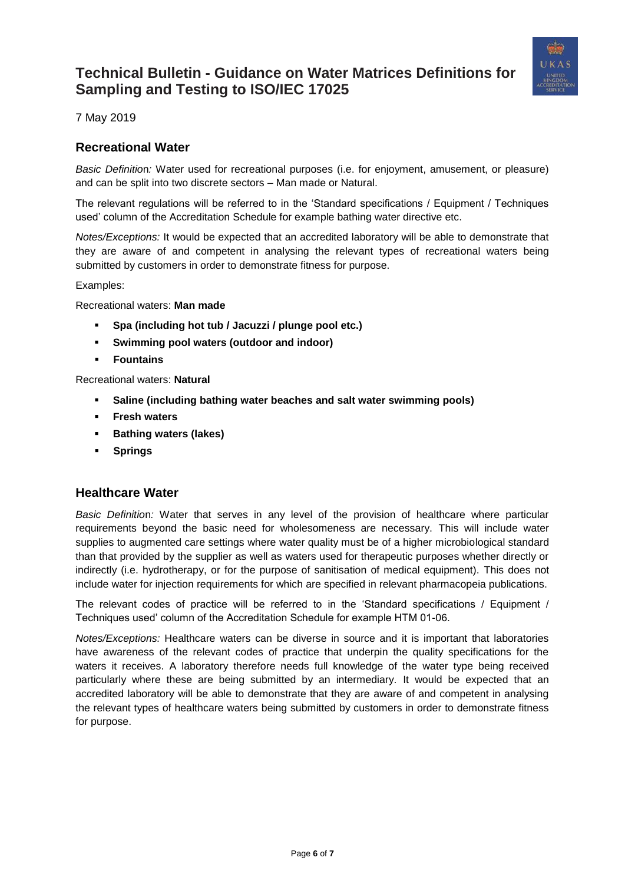# Technical Bulletin - Guidance on Water Matrices Definitions for Sampling and Testing to ISO/IEC 17025

7 May 2019

## Recreational Water

*Basic Definition:* Water used for recreational purposes (i.e. for enjoyment, amusement, or pleasure) and can be split into two discrete sectors – Man made or Natural.

The relevant regulations will be referred to in the 'Standard specifications / Equipment / Techniques used' column of the Accreditation Schedule for example bathing water directive etc.

*Notes/Exceptions:* It would be expected that an accredited laboratory will be able to demonstrate that they are aware of and competent in analysing the relevant types of recreational waters being submitted by customers in order to demonstrate fitness for purpose.

Examples:

Recreational waters: **Man made**

- **Spa (including hot tub / Jacuzzi / plunge pool etc.)**
- **Swimming pool waters (outdoor and indoor)**
- **Fountains**

Recreational waters: **Natural**

- **Saline (including bathing water beaches and salt water swimming pools)**
- **Fresh waters**
- **Bathing waters (lakes)**
- **Springs**

## Healthcare Water

*Basic Definition:* Water that serves in any level of the provision of healthcare where particular requirements beyond the basic need for wholesomeness are necessary. This will include water supplies to augmented care settings where water quality must be of a higher microbiological standard than that provided by the supplier as well as waters used for therapeutic purposes whether directly or indirectly (i.e. hydrotherapy, or for the purpose of sanitisation of medical equipment). This does not include water for injection requirements for which are specified in relevant pharmacopeia publications.

The relevant codes of practice will be referred to in the 'Standard specifications / Equipment / Techniques used' column of the Accreditation Schedule for example HTM 01-06.

*Notes/Exceptions:* Healthcare waters can be diverse in source and it is important that laboratories have awareness of the relevant codes of practice that underpin the quality specifications for the waters it receives. A laboratory therefore needs full knowledge of the water type being received particularly where these are being submitted by an intermediary. It would be expected that an accredited laboratory will be able to demonstrate that they are aware of and competent in analysing the relevant types of healthcare waters being submitted by customers in order to demonstrate fitness for purpose.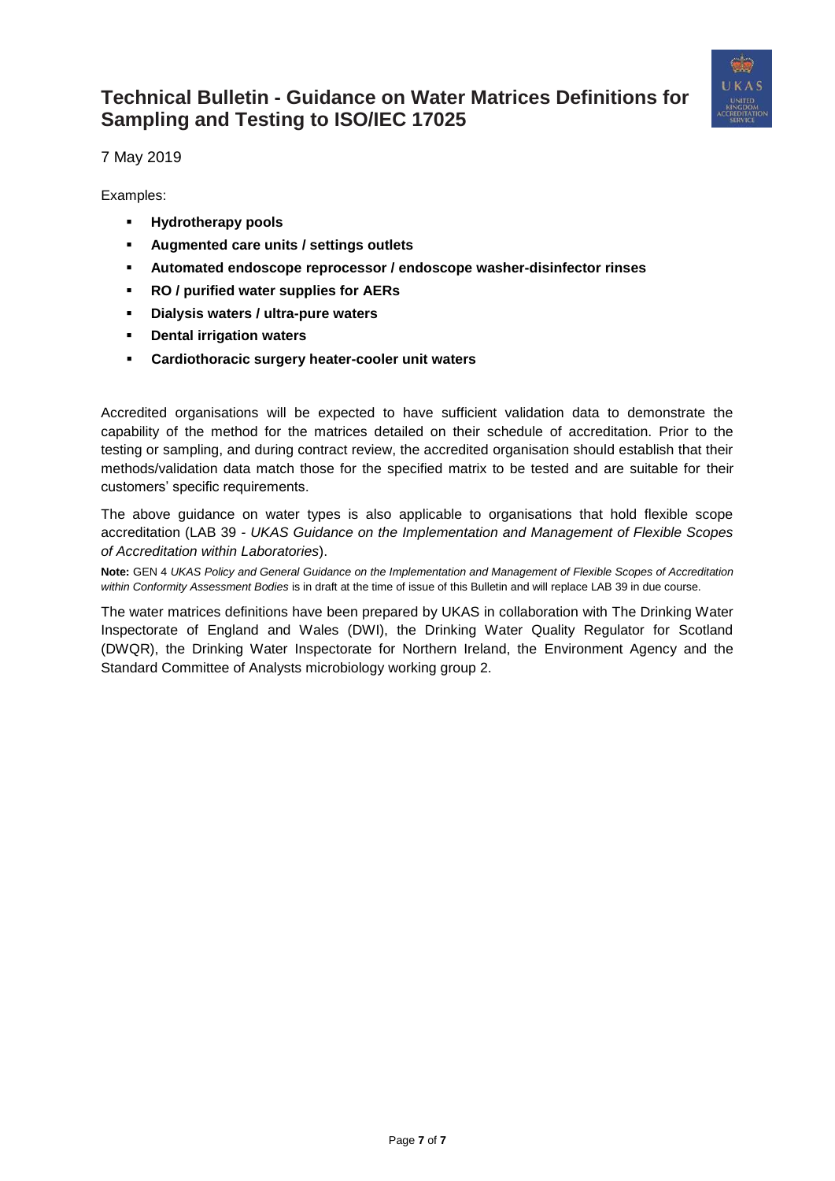Examples:

- **Hydrotherapy pools**
- **Augmented care units / settings outlets**
- **Automated endoscope reprocessor / endoscope washer-disinfector rinses**
- **RO / purified water supplies for AERs**
- **Dialysis waters / ultra-pure waters**
- **Dental irrigation waters**
- **Cardiothoracic surgery heater-cooler unit waters**

Accredited organisations will be expected to have sufficient validation data to demonstrate the capability of the method for the matrices detailed on their schedule of accreditation. Prior to the testing or sampling, and during contract review, the accredited organisation should establish that their methods/validation data match those for the specified matrix to be tested and are suitable for their customers' specific requirements.

The above guidance on water types is also applicable to organisations that hold flexible scope accreditation (LAB 39 - *UKAS Guidance on the Implementation and Management of Flexible Scopes of Accreditation within Laboratories*).

**Note:** GEN 4 *UKAS Policy and General Guidance on the Implementation and Management of Flexible Scopes of Accreditation within Conformity Assessment Bodies* is in draft at the time of issue of this Bulletin and will replace LAB 39 in due course.

The water matrices definitions have been prepared by UKAS in collaboration with The Drinking Water Inspectorate of England and Wales (DWI), the Drinking Water Quality Regulator for Scotland (DWQR), the Drinking Water Inspectorate for Northern Ireland, the Environment Agency and the Standard Committee of Analysts microbiology working group 2.